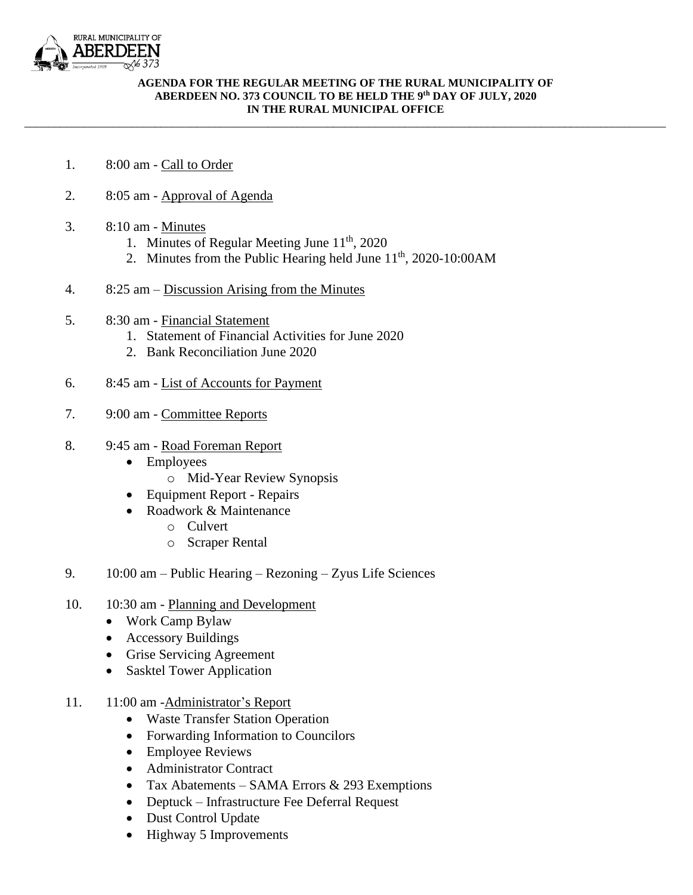RURAL MUNICIPALITY OF ABERDEEN No 373 Incorporated 1909

**AGENDA FOR THE REGULAR MEETING OF THE RURAL MUNICIPALITY OF ABERDEEN NO. 373 COUNCIL TO BE HELD THE 9th DAY OF JULY, 2020 IN THE RURAL MUNICIPAL OFFICE**

---

1. 8:00 am - Call to Order

2. 8:05 am - Approval of Agenda

3. 8:10 am - Minutes
   1. Minutes of Regular Meeting June 11th, 2020
   2. Minutes from the Public Hearing held June 11th, 2020-10:00AM

4. 8:25 am – Discussion Arising from the Minutes

5. 8:30 am - Financial Statement
   1. Statement of Financial Activities for June 2020
   2. Bank Reconciliation June 2020

6. 8:45 am - List of Accounts for Payment

7. 9:00 am - Committee Reports

8. 9:45 am - Road Foreman Report
   - Employees
     - Mid-Year Review Synopsis
   - Equipment Report - Repairs
   - Roadwork & Maintenance
     - Culvert
     - Scraper Rental

9. 10:00 am – Public Hearing – Rezoning – Zyus Life Sciences

10. 10:30 am - Planning and Development
    - Work Camp Bylaw
    - Accessory Buildings
    - Grise Servicing Agreement
    - Sasktel Tower Application

11. 11:00 am -Administrator's Report
    - Waste Transfer Station Operation
    - Forwarding Information to Councilors
    - Employee Reviews
    - Administrator Contract
    - Tax Abatements – SAMA Errors & 293 Exemptions
    - Deptuck – Infrastructure Fee Deferral Request
    - Dust Control Update
    - Highway 5 Improvements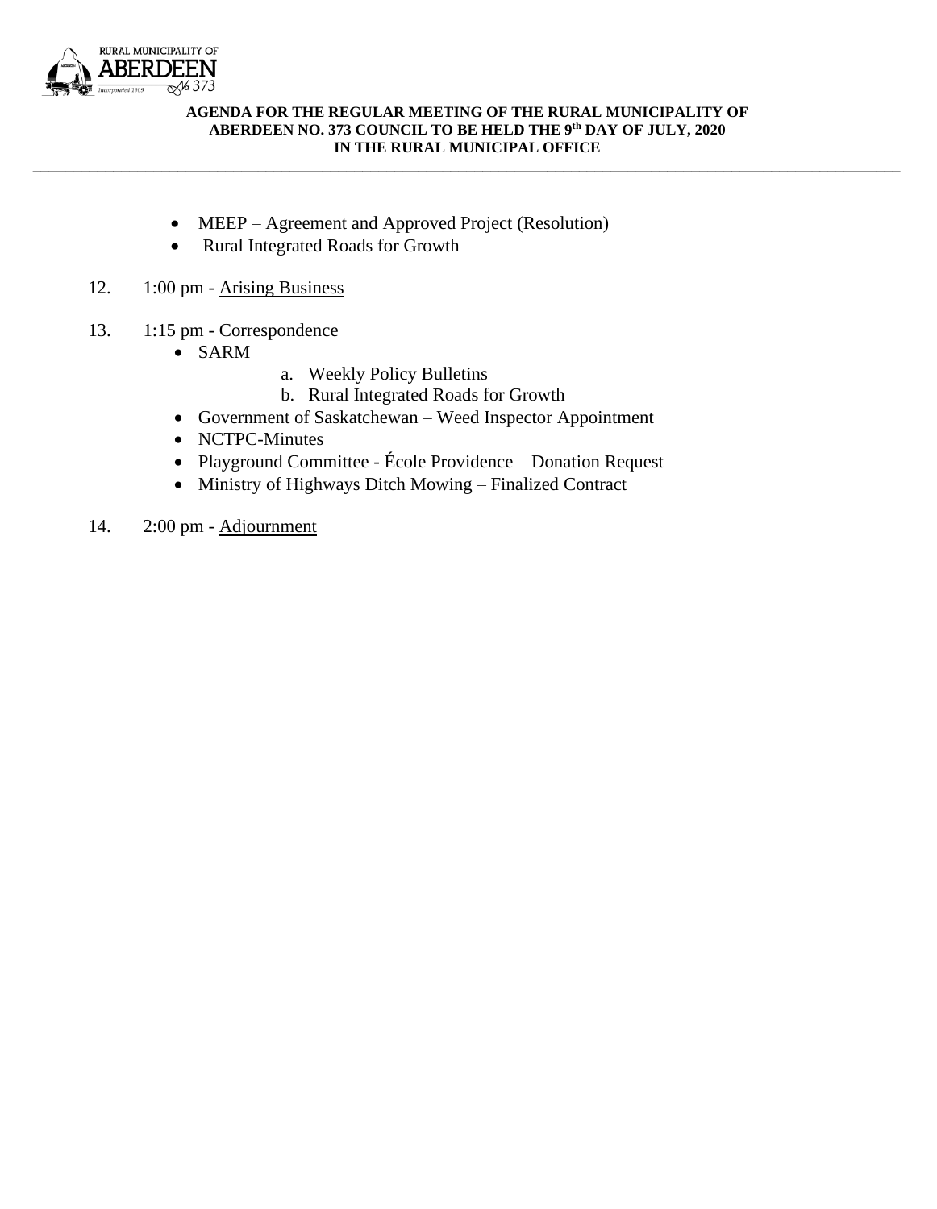**AGENDA FOR THE REGULAR MEETING OF THE RURAL MUNICIPALITY OF ABERDEEN NO. 373 COUNCIL TO BE HELD THE 9th DAY OF JULY, 2020 IN THE RURAL MUNICIPAL OFFICE**

- MEEP – Agreement and Approved Project (Resolution)
- Rural Integrated Roads for Growth

12. 1:00 pm - Arising Business

13. 1:15 pm - Correspondence
    - SARM
        a. Weekly Policy Bulletins
        b. Rural Integrated Roads for Growth
    - Government of Saskatchewan – Weed Inspector Appointment
    - NCTPC-Minutes
    - Playground Committee - École Providence – Donation Request
    - Ministry of Highways Ditch Mowing – Finalized Contract

14. 2:00 pm - Adjournment